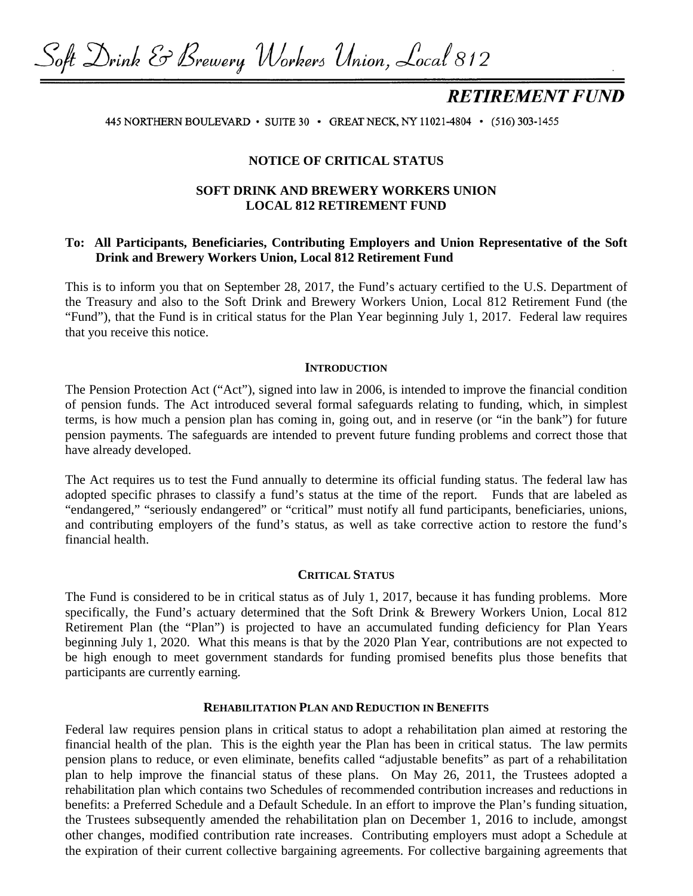Soft Drink & Brewery Workers Union, Local 812

**RETIREMENT FUND**

445 NORTHERN BOULEVARD • SUITE 30 • GREAT NECK, NY 11021-4804 • (516) 303-1455

## NOTICE OF CRITICAL STATUS

## SOFT DRINK AND BREWERY WORKERS UNION LOCAL 812 RETIREMENT FUND

**To: All Participants, Beneficiaries, Contributing Employers and Union Representative of the Soft Drink and Brewery Workers Union, Local 812 Retirement Fund**

This is to inform you that on September 28, 2017, the Fund's actuary certified to the U.S. Department of the Treasury and also to the Soft Drink and Brewery Workers Union, Local 812 Retirement Fund (the "Fund"), that the Fund is in critical status for the Plan Year beginning July 1, 2017. Federal law requires that you receive this notice.

### INTRODUCTION

The Pension Protection Act ("Act"), signed into law in 2006, is intended to improve the financial condition of pension funds. The Act introduced several formal safeguards relating to funding, which, in simplest terms, is how much a pension plan has coming in, going out, and in reserve (or "in the bank") for future pension payments. The safeguards are intended to prevent future funding problems and correct those that have already developed.

The Act requires us to test the Fund annually to determine its official funding status. The federal law has adopted specific phrases to classify a fund's status at the time of the report. Funds that are labeled as "endangered," "seriously endangered" or "critical" must notify all fund participants, beneficiaries, unions, and contributing employers of the fund's status, as well as take corrective action to restore the fund's financial health.

### CRITICAL STATUS

The Fund is considered to be in critical status as of July 1, 2017, because it has funding problems. More specifically, the Fund's actuary determined that the Soft Drink & Brewery Workers Union, Local 812 Retirement Plan (the "Plan") is projected to have an accumulated funding deficiency for Plan Years beginning July 1, 2020. What this means is that by the 2020 Plan Year, contributions are not expected to be high enough to meet government standards for funding promised benefits plus those benefits that participants are currently earning.

### REHABILITATION PLAN AND REDUCTION IN BENEFITS

Federal law requires pension plans in critical status to adopt a rehabilitation plan aimed at restoring the financial health of the plan. This is the eighth year the Plan has been in critical status. The law permits pension plans to reduce, or even eliminate, benefits called "adjustable benefits" as part of a rehabilitation plan to help improve the financial status of these plans. On May 26, 2011, the Trustees adopted a rehabilitation plan which contains two Schedules of recommended contribution increases and reductions in benefits: a Preferred Schedule and a Default Schedule. In an effort to improve the Plan's funding situation, the Trustees subsequently amended the rehabilitation plan on December 1, 2016 to include, amongst other changes, modified contribution rate increases. Contributing employers must adopt a Schedule at the expiration of their current collective bargaining agreements. For collective bargaining agreements that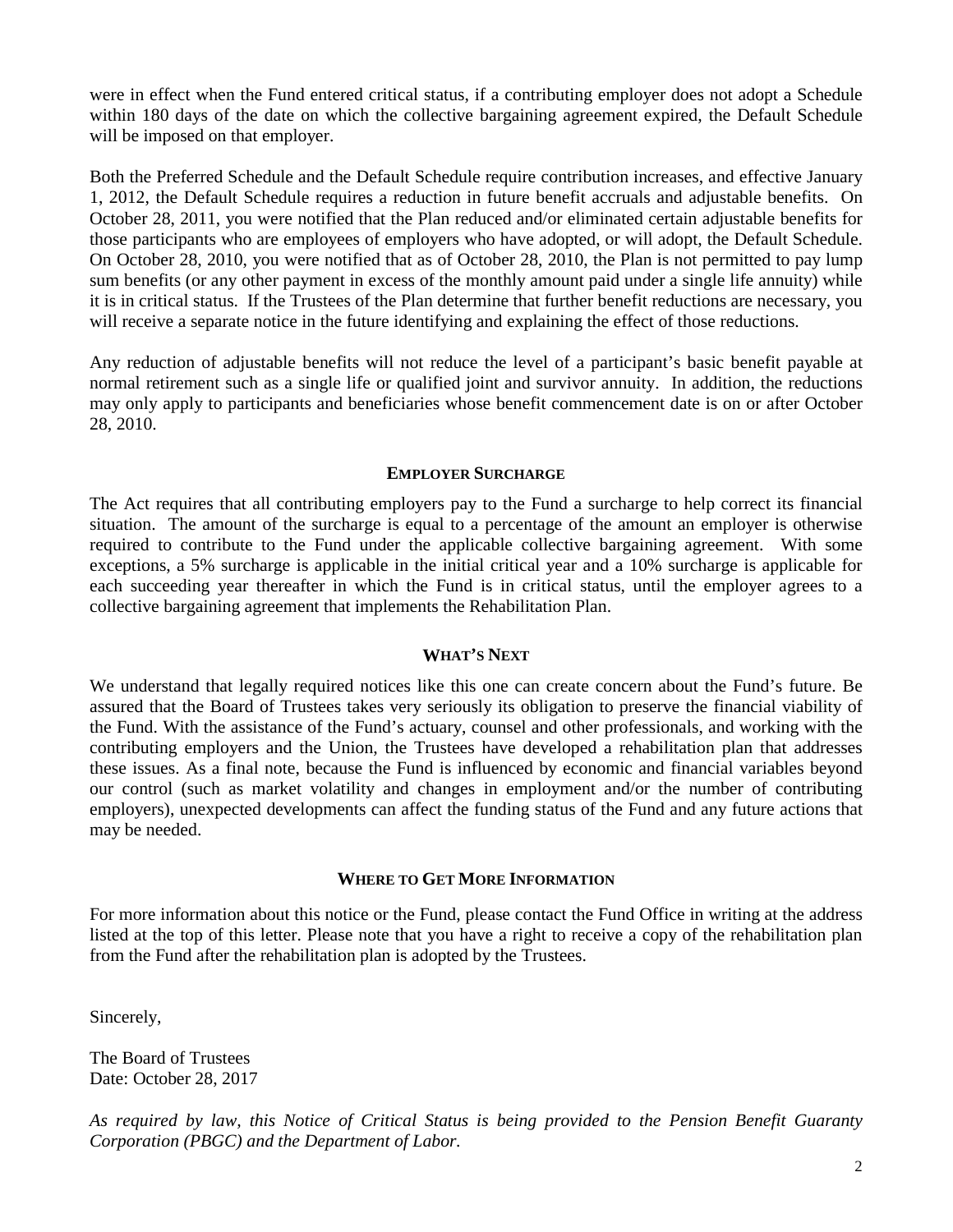were in effect when the Fund entered critical status, if a contributing employer does not adopt a Schedule within 180 days of the date on which the collective bargaining agreement expired, the Default Schedule will be imposed on that employer.

Both the Preferred Schedule and the Default Schedule require contribution increases, and effective January 1, 2012, the Default Schedule requires a reduction in future benefit accruals and adjustable benefits. On October 28, 2011, you were notified that the Plan reduced and/or eliminated certain adjustable benefits for those participants who are employees of employers who have adopted, or will adopt, the Default Schedule. On October 28, 2010, you were notified that as of October 28, 2010, the Plan is not permitted to pay lump sum benefits (or any other payment in excess of the monthly amount paid under a single life annuity) while it is in critical status. If the Trustees of the Plan determine that further benefit reductions are necessary, you will receive a separate notice in the future identifying and explaining the effect of those reductions.

Any reduction of adjustable benefits will not reduce the level of a participant's basic benefit payable at normal retirement such as a single life or qualified joint and survivor annuity. In addition, the reductions may only apply to participants and beneficiaries whose benefit commencement date is on or after October 28, 2010.

## EMPLOYER SURCHARGE

The Act requires that all contributing employers pay to the Fund a surcharge to help correct its financial situation. The amount of the surcharge is equal to a percentage of the amount an employer is otherwise required to contribute to the Fund under the applicable collective bargaining agreement. With some exceptions, a 5% surcharge is applicable in the initial critical year and a 10% surcharge is applicable for each succeeding year thereafter in which the Fund is in critical status, until the employer agrees to a collective bargaining agreement that implements the Rehabilitation Plan.

## WHAT'S NEXT

We understand that legally required notices like this one can create concern about the Fund's future. Be assured that the Board of Trustees takes very seriously its obligation to preserve the financial viability of the Fund. With the assistance of the Fund's actuary, counsel and other professionals, and working with the contributing employers and the Union, the Trustees have developed a rehabilitation plan that addresses these issues. As a final note, because the Fund is influenced by economic and financial variables beyond our control (such as market volatility and changes in employment and/or the number of contributing employers), unexpected developments can affect the funding status of the Fund and any future actions that may be needed.

## WHERE TO GET MORE INFORMATION

For more information about this notice or the Fund, please contact the Fund Office in writing at the address listed at the top of this letter. Please note that you have a right to receive a copy of the rehabilitation plan from the Fund after the rehabilitation plan is adopted by the Trustees.

Sincerely,

The Board of Trustees
Date: October 28, 2017

*As required by law, this Notice of Critical Status is being provided to the Pension Benefit Guaranty Corporation (PBGC) and the Department of Labor.*